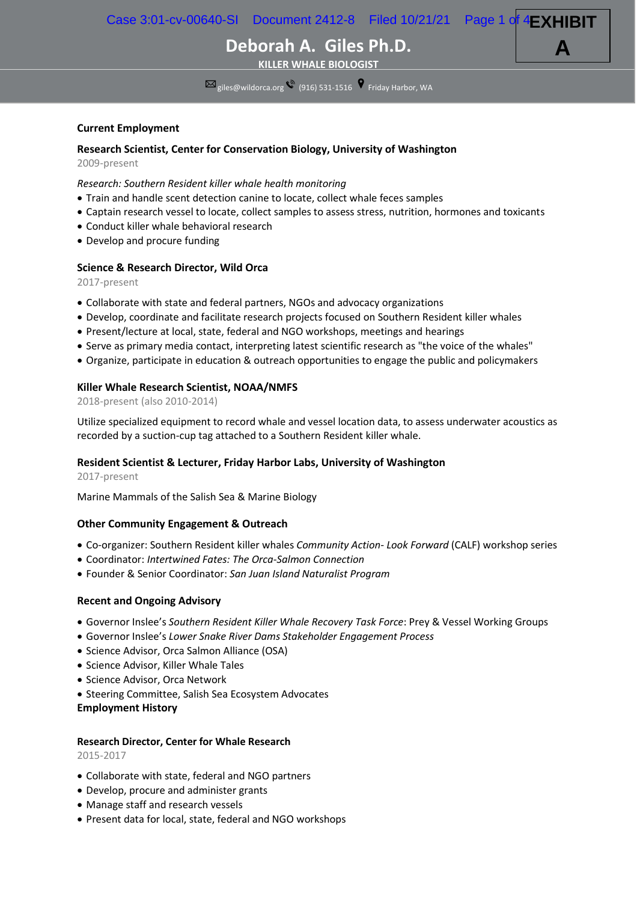# Deborah A. Giles Ph.D.

**KILLER WHALE BIOLOGIST**

giles@wildorca.org (916) 531-1516 Friday Harbor, WA

## Current Employment

### Research Scientist, Center for Conservation Biology, University of Washington

2009-present

*Research: Southern Resident killer whale health monitoring*

- Train and handle scent detection canine to locate, collect whale feces samples
- Captain research vessel to locate, collect samples to assess stress, nutrition, hormones and toxicants
- Conduct killer whale behavioral research
- Develop and procure funding

### Science & Research Director, Wild Orca

2017-present

- Collaborate with state and federal partners, NGOs and advocacy organizations
- Develop, coordinate and facilitate research projects focused on Southern Resident killer whales
- Present/lecture at local, state, federal and NGO workshops, meetings and hearings
- Serve as primary media contact, interpreting latest scientific research as "the voice of the whales"
- Organize, participate in education & outreach opportunities to engage the public and policymakers

### Killer Whale Research Scientist, NOAA/NMFS

2018-present (also 2010-2014)

Utilize specialized equipment to record whale and vessel location data, to assess underwater acoustics as recorded by a suction-cup tag attached to a Southern Resident killer whale.

### Resident Scientist & Lecturer, Friday Harbor Labs, University of Washington

2017-present

Marine Mammals of the Salish Sea & Marine Biology

## Other Community Engagement & Outreach

- Co-organizer: Southern Resident killer whales *Community Action- Look Forward* (CALF) workshop series
- Coordinator: *Intertwined Fates: The Orca-Salmon Connection*
- Founder & Senior Coordinator: *San Juan Island Naturalist Program*

## Recent and Ongoing Advisory

- Governor Inslee's *Southern Resident Killer Whale Recovery Task Force*: Prey & Vessel Working Groups
- Governor Inslee's *Lower Snake River Dams Stakeholder Engagement Process*
- Science Advisor, Orca Salmon Alliance (OSA)
- Science Advisor, Killer Whale Tales
- Science Advisor, Orca Network
- Steering Committee, Salish Sea Ecosystem Advocates

## Employment History

### Research Director, Center for Whale Research

2015-2017

- Collaborate with state, federal and NGO partners
- Develop, procure and administer grants
- Manage staff and research vessels
- Present data for local, state, federal and NGO workshops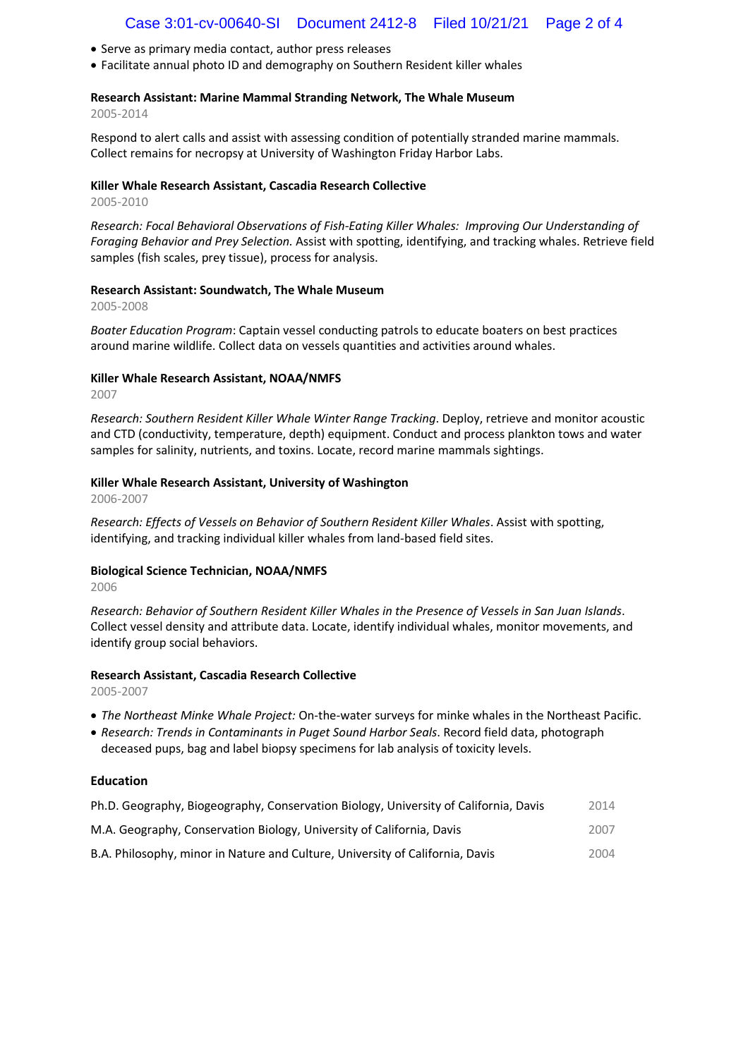- Serve as primary media contact, author press releases
- Facilitate annual photo ID and demography on Southern Resident killer whales

**Research Assistant: Marine Mammal Stranding Network, The Whale Museum**
2005-2014

Respond to alert calls and assist with assessing condition of potentially stranded marine mammals. Collect remains for necropsy at University of Washington Friday Harbor Labs.

**Killer Whale Research Assistant, Cascadia Research Collective**
2005-2010

*Research: Focal Behavioral Observations of Fish-Eating Killer Whales: Improving Our Understanding of Foraging Behavior and Prey Selection.* Assist with spotting, identifying, and tracking whales. Retrieve field samples (fish scales, prey tissue), process for analysis.

**Research Assistant: Soundwatch, The Whale Museum**
2005-2008

*Boater Education Program*: Captain vessel conducting patrols to educate boaters on best practices around marine wildlife. Collect data on vessels quantities and activities around whales.

**Killer Whale Research Assistant, NOAA/NMFS**
2007

*Research: Southern Resident Killer Whale Winter Range Tracking*. Deploy, retrieve and monitor acoustic and CTD (conductivity, temperature, depth) equipment. Conduct and process plankton tows and water samples for salinity, nutrients, and toxins. Locate, record marine mammals sightings.

**Killer Whale Research Assistant, University of Washington**
2006-2007

*Research: Effects of Vessels on Behavior of Southern Resident Killer Whales*. Assist with spotting, identifying, and tracking individual killer whales from land-based field sites.

**Biological Science Technician, NOAA/NMFS**
2006

*Research: Behavior of Southern Resident Killer Whales in the Presence of Vessels in San Juan Islands*. Collect vessel density and attribute data. Locate, identify individual whales, monitor movements, and identify group social behaviors.

**Research Assistant, Cascadia Research Collective**
2005-2007

- *The Northeast Minke Whale Project:* On-the-water surveys for minke whales in the Northeast Pacific.
- *Research: Trends in Contaminants in Puget Sound Harbor Seals*. Record field data, photograph deceased pups, bag and label biopsy specimens for lab analysis of toxicity levels.

**Education**

| | |
|---|---|
| Ph.D. Geography, Biogeography, Conservation Biology, University of California, Davis | 2014 |
| M.A. Geography, Conservation Biology, University of California, Davis | 2007 |
| B.A. Philosophy, minor in Nature and Culture, University of California, Davis | 2004 |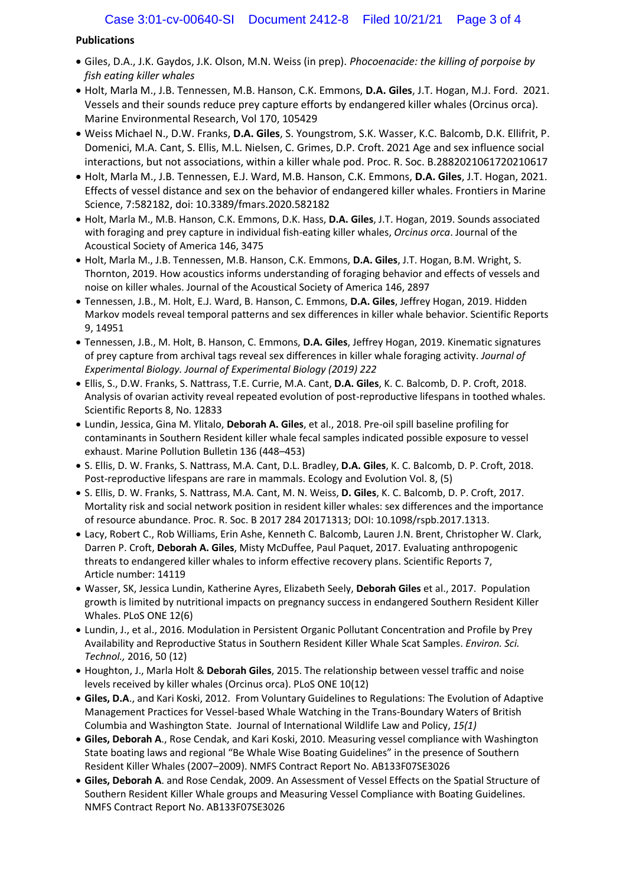**Publications**

- Giles, D.A., J.K. Gaydos, J.K. Olson, M.N. Weiss (in prep). *Phocoenacide: the killing of porpoise by fish eating killer whales*
- Holt, Marla M., J.B. Tennessen, M.B. Hanson, C.K. Emmons, **D.A. Giles**, J.T. Hogan, M.J. Ford. 2021. Vessels and their sounds reduce prey capture efforts by endangered killer whales (Orcinus orca). Marine Environmental Research, Vol 170, 105429
- Weiss Michael N., D.W. Franks, **D.A. Giles**, S. Youngstrom, S.K. Wasser, K.C. Balcomb, D.K. Ellifrit, P. Domenici, M.A. Cant, S. Ellis, M.L. Nielsen, C. Grimes, D.P. Croft. 2021 Age and sex influence social interactions, but not associations, within a killer whale pod. Proc. R. Soc. B.2882021061720210617
- Holt, Marla M., J.B. Tennessen, E.J. Ward, M.B. Hanson, C.K. Emmons, **D.A. Giles**, J.T. Hogan, 2021. Effects of vessel distance and sex on the behavior of endangered killer whales. Frontiers in Marine Science, 7:582182, doi: 10.3389/fmars.2020.582182
- Holt, Marla M., M.B. Hanson, C.K. Emmons, D.K. Hass, **D.A. Giles**, J.T. Hogan, 2019. Sounds associated with foraging and prey capture in individual fish-eating killer whales, *Orcinus orca*. Journal of the Acoustical Society of America 146, 3475
- Holt, Marla M., J.B. Tennessen, M.B. Hanson, C.K. Emmons, **D.A. Giles**, J.T. Hogan, B.M. Wright, S. Thornton, 2019. How acoustics informs understanding of foraging behavior and effects of vessels and noise on killer whales. Journal of the Acoustical Society of America 146, 2897
- Tennessen, J.B., M. Holt, E.J. Ward, B. Hanson, C. Emmons, **D.A. Giles**, Jeffrey Hogan, 2019. Hidden Markov models reveal temporal patterns and sex differences in killer whale behavior. Scientific Reports 9, 14951
- Tennessen, J.B., M. Holt, B. Hanson, C. Emmons, **D.A. Giles**, Jeffrey Hogan, 2019. Kinematic signatures of prey capture from archival tags reveal sex differences in killer whale foraging activity. *Journal of Experimental Biology. Journal of Experimental Biology (2019) 222*
- Ellis, S., D.W. Franks, S. Nattrass, T.E. Currie, M.A. Cant, **D.A. Giles**, K. C. Balcomb, D. P. Croft, 2018. Analysis of ovarian activity reveal repeated evolution of post-reproductive lifespans in toothed whales. Scientific Reports 8, No. 12833
- Lundin, Jessica, Gina M. Ylitalo, **Deborah A. Giles**, et al., 2018. Pre-oil spill baseline profiling for contaminants in Southern Resident killer whale fecal samples indicated possible exposure to vessel exhaust. Marine Pollution Bulletin 136 (448–453)
- S. Ellis, D. W. Franks, S. Nattrass, M.A. Cant, D.L. Bradley, **D.A. Giles**, K. C. Balcomb, D. P. Croft, 2018. Post-reproductive lifespans are rare in mammals. Ecology and Evolution Vol. 8, (5)
- S. Ellis, D. W. Franks, S. Nattrass, M.A. Cant, M. N. Weiss, **D. Giles**, K. C. Balcomb, D. P. Croft, 2017. Mortality risk and social network position in resident killer whales: sex differences and the importance of resource abundance. Proc. R. Soc. B 2017 284 20171313; DOI: 10.1098/rspb.2017.1313.
- Lacy, Robert C., Rob Williams, Erin Ashe, Kenneth C. Balcomb, Lauren J.N. Brent, Christopher W. Clark, Darren P. Croft, **Deborah A. Giles**, Misty McDuffee, Paul Paquet, 2017. Evaluating anthropogenic threats to endangered killer whales to inform effective recovery plans. Scientific Reports 7, Article number: 14119
- Wasser, SK, Jessica Lundin, Katherine Ayres, Elizabeth Seely, **Deborah Giles** et al., 2017. Population growth is limited by nutritional impacts on pregnancy success in endangered Southern Resident Killer Whales. PLoS ONE 12(6)
- Lundin, J., et al., 2016. Modulation in Persistent Organic Pollutant Concentration and Profile by Prey Availability and Reproductive Status in Southern Resident Killer Whale Scat Samples. *Environ. Sci. Technol.,* 2016, 50 (12)
- Houghton, J., Marla Holt & **Deborah Giles**, 2015. The relationship between vessel traffic and noise levels received by killer whales (Orcinus orca). PLoS ONE 10(12)
- **Giles, D.A**., and Kari Koski, 2012. From Voluntary Guidelines to Regulations: The Evolution of Adaptive Management Practices for Vessel-based Whale Watching in the Trans-Boundary Waters of British Columbia and Washington State. Journal of International Wildlife Law and Policy, *15(1)*
- **Giles, Deborah A**., Rose Cendak, and Kari Koski, 2010. Measuring vessel compliance with Washington State boating laws and regional "Be Whale Wise Boating Guidelines" in the presence of Southern Resident Killer Whales (2007–2009). NMFS Contract Report No. AB133F07SE3026
- **Giles, Deborah A**. and Rose Cendak, 2009. An Assessment of Vessel Effects on the Spatial Structure of Southern Resident Killer Whale groups and Measuring Vessel Compliance with Boating Guidelines. NMFS Contract Report No. AB133F07SE3026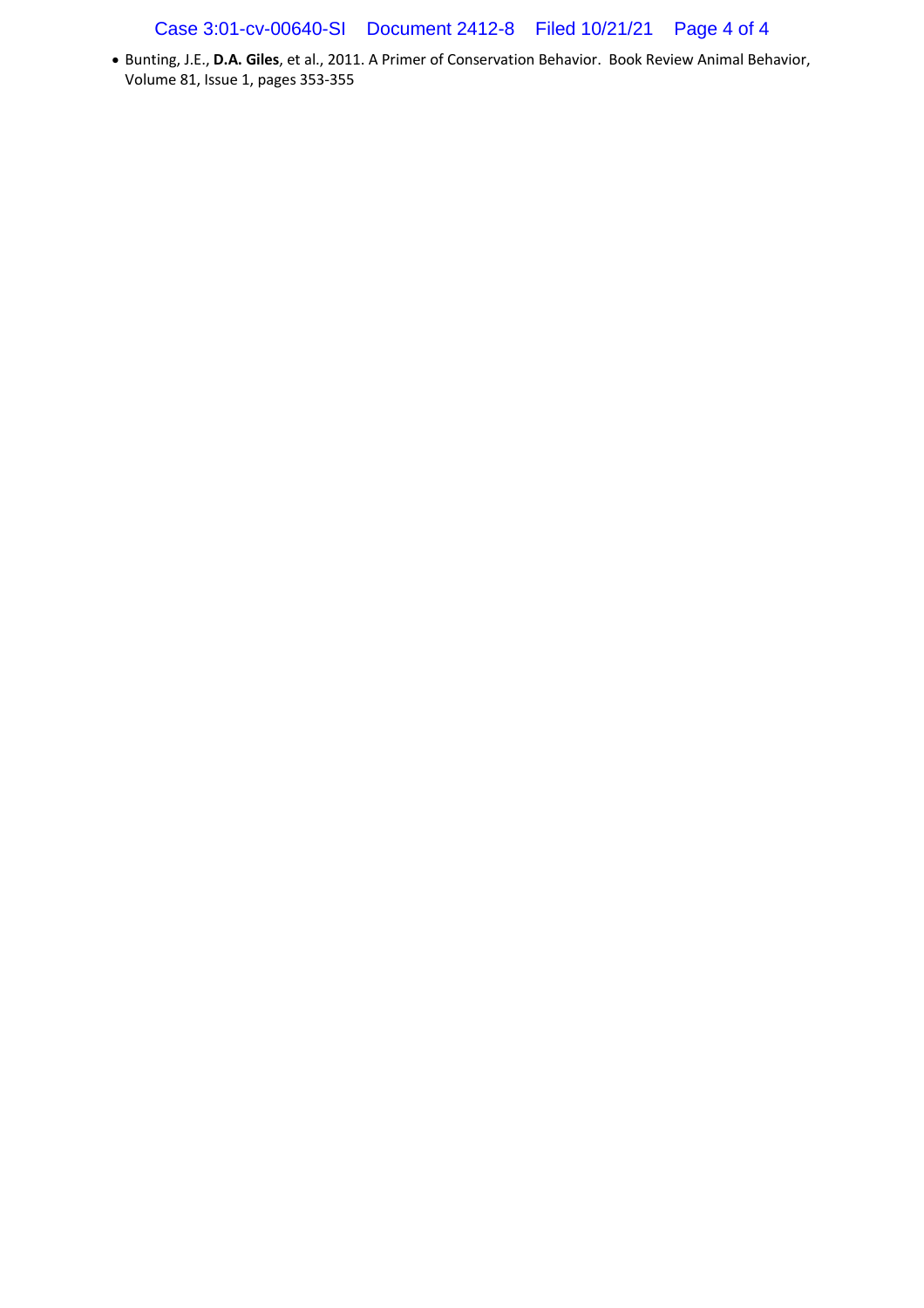- Bunting, J.E., **D.A. Giles**, et al., 2011. A Primer of Conservation Behavior. Book Review Animal Behavior, Volume 81, Issue 1, pages 353-355